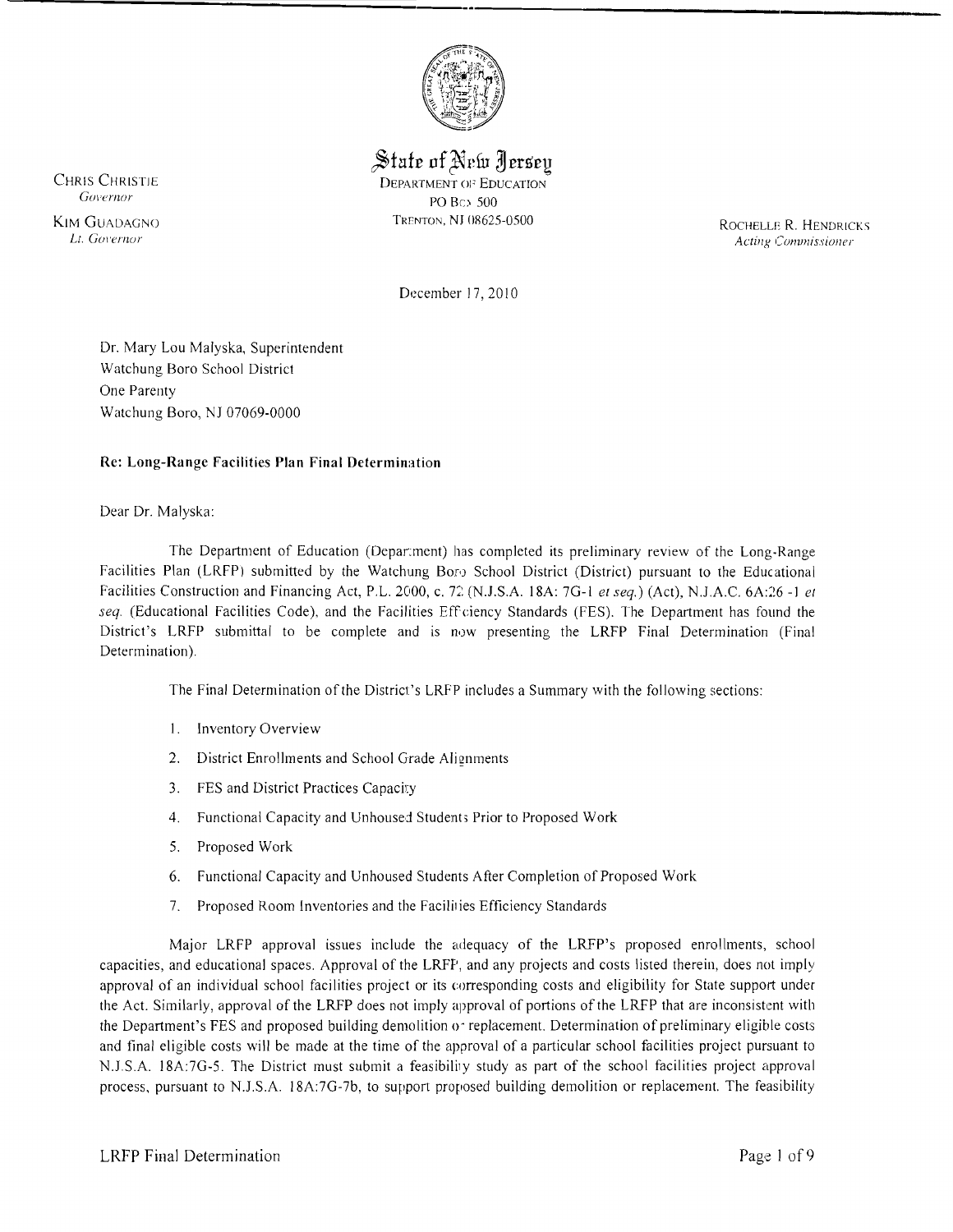State of New Jersey

DEPARTMENT OF EDUCATION
PO BOX 500
TRENTON, NJ 08625-0500

CHRIS CHRISTIE
*Governor*

KIM GUADAGNO
*Lt. Governor*

ROCHELLE R. HENDRICKS
*Acting Commissioner*

December 17, 2010

Dr. Mary Lou Malyska, Superintendent
Watchung Boro School District
One Parenty
Watchung Boro, NJ 07069-0000

**Re: Long-Range Facilities Plan Final Determination**

Dear Dr. Malyska:

The Department of Education (Department) has completed its preliminary review of the Long-Range Facilities Plan (LRFP) submitted by the Watchung Boro School District (District) pursuant to the Educational Facilities Construction and Financing Act, P.L. 2000, c. 72 (N.J.S.A. 18A: 7G-1 *et seq.*) (Act), N.J.A.C. 6A:26 -1 *et seq.* (Educational Facilities Code), and the Facilities Efficiency Standards (FES). The Department has found the District's LRFP submittal to be complete and is now presenting the LRFP Final Determination (Final Determination).

The Final Determination of the District's LRFP includes a Summary with the following sections:

1. Inventory Overview
2. District Enrollments and School Grade Alignments
3. FES and District Practices Capacity
4. Functional Capacity and Unhoused Students Prior to Proposed Work
5. Proposed Work
6. Functional Capacity and Unhoused Students After Completion of Proposed Work
7. Proposed Room Inventories and the Facilities Efficiency Standards

Major LRFP approval issues include the adequacy of the LRFP's proposed enrollments, school capacities, and educational spaces. Approval of the LRFP, and any projects and costs listed therein, does not imply approval of an individual school facilities project or its corresponding costs and eligibility for State support under the Act. Similarly, approval of the LRFP does not imply approval of portions of the LRFP that are inconsistent with the Department's FES and proposed building demolition or replacement. Determination of preliminary eligible costs and final eligible costs will be made at the time of the approval of a particular school facilities project pursuant to N.J.S.A. 18A:7G-5. The District must submit a feasibility study as part of the school facilities project approval process, pursuant to N.J.S.A. 18A:7G-7b, to support proposed building demolition or replacement. The feasibility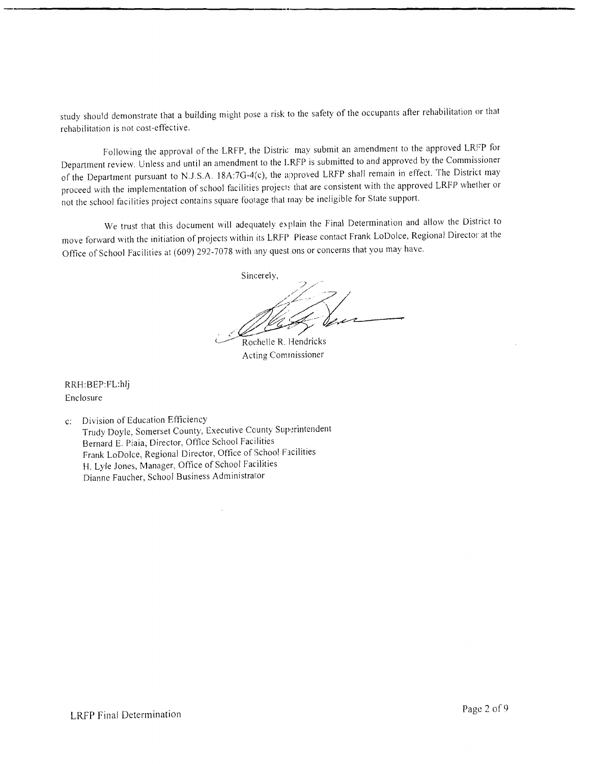study should demonstrate that a building might pose a risk to the safety of the occupants after rehabilitation or that rehabilitation is not cost-effective.

Following the approval of the LRFP, the District may submit an amendment to the approved LRFP for Department review. Unless and until an amendment to the LRFP is submitted to and approved by the Commissioner of the Department pursuant to N.J.S.A. 18A:7G-4(c), the approved LRFP shall remain in effect. The District may proceed with the implementation of school facilities projects that are consistent with the approved LRFP whether or not the school facilities project contains square footage that may be ineligible for State support.

We trust that this document will adequately explain the Final Determination and allow the District to move forward with the initiation of projects within its LRFP. Please contact Frank LoDolce, Regional Director at the Office of School Facilities at (609) 292-7078 with any questions or concerns that you may have.

Sincerely,

Rochelle R. Hendricks
Acting Commissioner

RRH:BEP:FL:hlj
Enclosure

c: Division of Education Efficiency
Trudy Doyle, Somerset County, Executive County Superintendent
Bernard E. Piaia, Director, Office School Facilities
Frank LoDolce, Regional Director, Office of School Facilities
H. Lyle Jones, Manager, Office of School Facilities
Dianne Faucher, School Business Administrator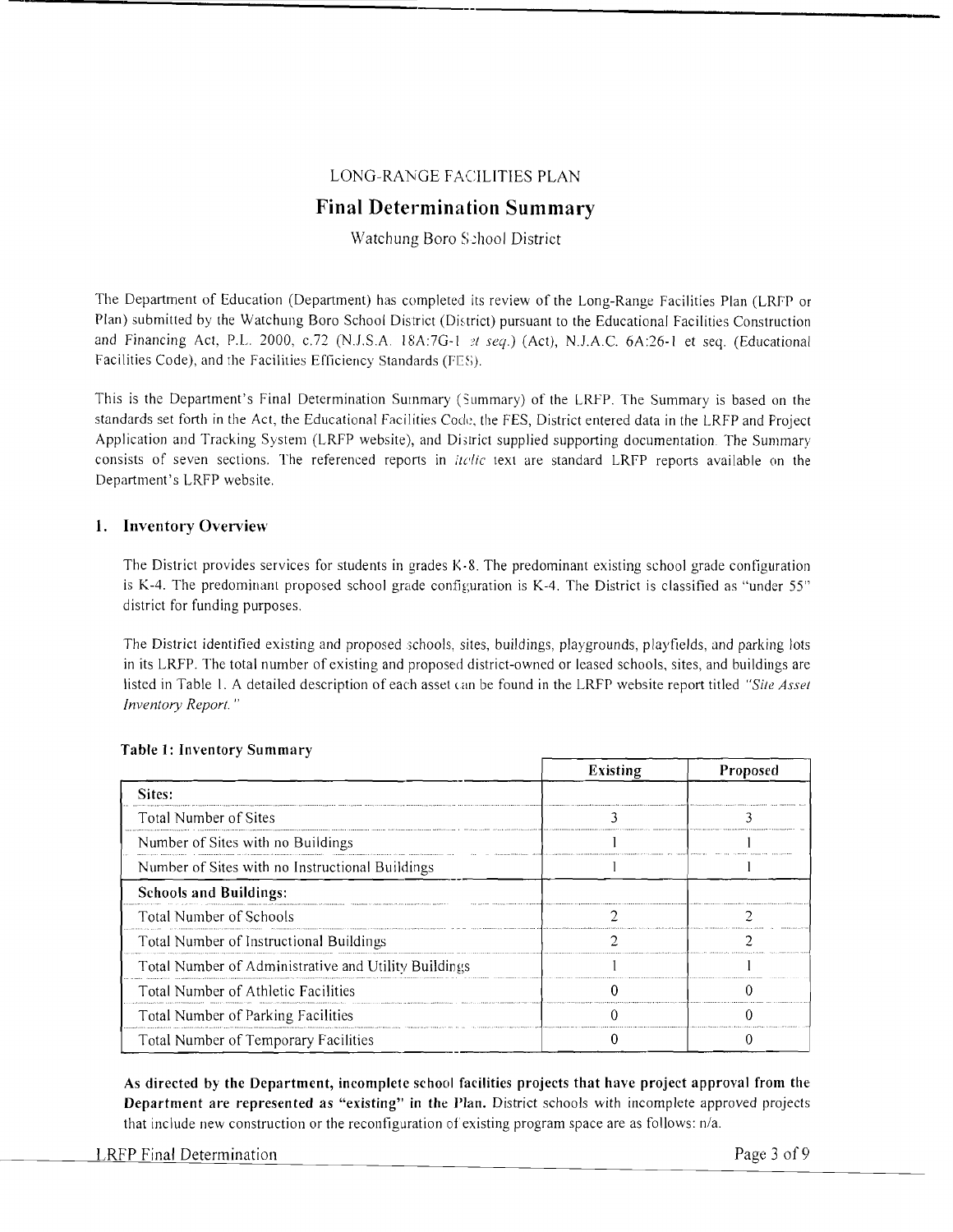LONG-RANGE FACILITIES PLAN

# Final Determination Summary

Watchung Boro School District

The Department of Education (Department) has completed its review of the Long-Range Facilities Plan (LRFP or Plan) submitted by the Watchung Boro School District (District) pursuant to the Educational Facilities Construction and Financing Act, P.L. 2000, c.72 (N.J.S.A. 18A:7G-1 *et seq.*) (Act), N.J.A.C. 6A:26-1 et seq. (Educational Facilities Code), and the Facilities Efficiency Standards (FES).

This is the Department's Final Determination Summary (Summary) of the LRFP. The Summary is based on the standards set forth in the Act, the Educational Facilities Code, the FES, District entered data in the LRFP and Project Application and Tracking System (LRFP website), and District supplied supporting documentation. The Summary consists of seven sections. The referenced reports in *italic* text are standard LRFP reports available on the Department's LRFP website.

## 1. Inventory Overview

The District provides services for students in grades K-8. The predominant existing school grade configuration is K-4. The predominant proposed school grade configuration is K-4. The District is classified as "under 55" district for funding purposes.

The District identified existing and proposed schools, sites, buildings, playgrounds, playfields, and parking lots in its LRFP. The total number of existing and proposed district-owned or leased schools, sites, and buildings are listed in Table 1. A detailed description of each asset can be found in the LRFP website report titled *"Site Asset Inventory Report."*

**Table 1: Inventory Summary**

| | Existing | Proposed |
|---|---|---|
| **Sites:** | | |
| Total Number of Sites | 3 | 3 |
| Number of Sites with no Buildings | 1 | 1 |
| Number of Sites with no Instructional Buildings | 1 | 1 |
| **Schools and Buildings:** | | |
| Total Number of Schools | 2 | 2 |
| Total Number of Instructional Buildings | 2 | 2 |
| Total Number of Administrative and Utility Buildings | 1 | 1 |
| Total Number of Athletic Facilities | 0 | 0 |
| Total Number of Parking Facilities | 0 | 0 |
| Total Number of Temporary Facilities | 0 | 0 |

**As directed by the Department, incomplete school facilities projects that have project approval from the Department are represented as "existing" in the Plan.** District schools with incomplete approved projects that include new construction or the reconfiguration of existing program space are as follows: n/a.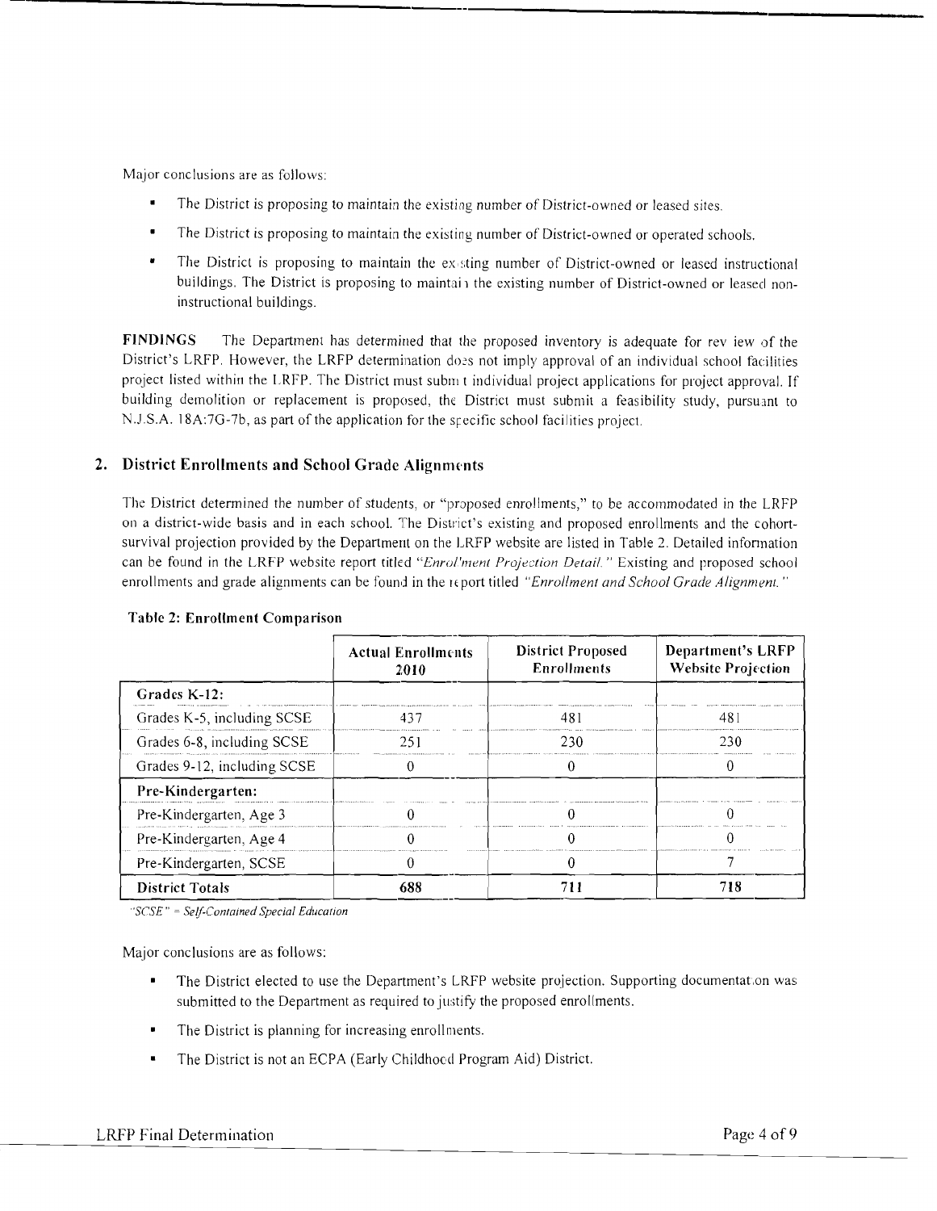Major conclusions are as follows:

- The District is proposing to maintain the existing number of District-owned or leased sites.
- The District is proposing to maintain the existing number of District-owned or operated schools.
- The District is proposing to maintain the existing number of District-owned or leased instructional buildings. The District is proposing to maintain the existing number of District-owned or leased non-instructional buildings.

**FINDINGS** The Department has determined that the proposed inventory is adequate for review of the District's LRFP. However, the LRFP determination does not imply approval of an individual school facilities project listed within the LRFP. The District must submit individual project applications for project approval. If building demolition or replacement is proposed, the District must submit a feasibility study, pursuant to N.J.S.A. 18A:7G-7b, as part of the application for the specific school facilities project.

## 2. District Enrollments and School Grade Alignments

The District determined the number of students, or "proposed enrollments," to be accommodated in the LRFP on a district-wide basis and in each school. The District's existing and proposed enrollments and the cohort-survival projection provided by the Department on the LRFP website are listed in Table 2. Detailed information can be found in the LRFP website report titled *"Enrollment Projection Detail."* Existing and proposed school enrollments and grade alignments can be found in the report titled *"Enrollment and School Grade Alignment."*

**Table 2: Enrollment Comparison**

| | Actual Enrollments 2010 | District Proposed Enrollments | Department's LRFP Website Projection |
|---|---|---|---|
| **Grades K-12:** | | | |
| Grades K-5, including SCSE | 437 | 481 | 481 |
| Grades 6-8, including SCSE | 251 | 230 | 230 |
| Grades 9-12, including SCSE | 0 | 0 | 0 |
| **Pre-Kindergarten:** | | | |
| Pre-Kindergarten, Age 3 | 0 | 0 | 0 |
| Pre-Kindergarten, Age 4 | 0 | 0 | 0 |
| Pre-Kindergarten, SCSE | 0 | 0 | 7 |
| **District Totals** | **688** | **711** | **718** |

*"SCSE" = Self-Contained Special Education*

Major conclusions are as follows:

- The District elected to use the Department's LRFP website projection. Supporting documentation was submitted to the Department as required to justify the proposed enrollments.
- The District is planning for increasing enrollments.
- The District is not an ECPA (Early Childhood Program Aid) District.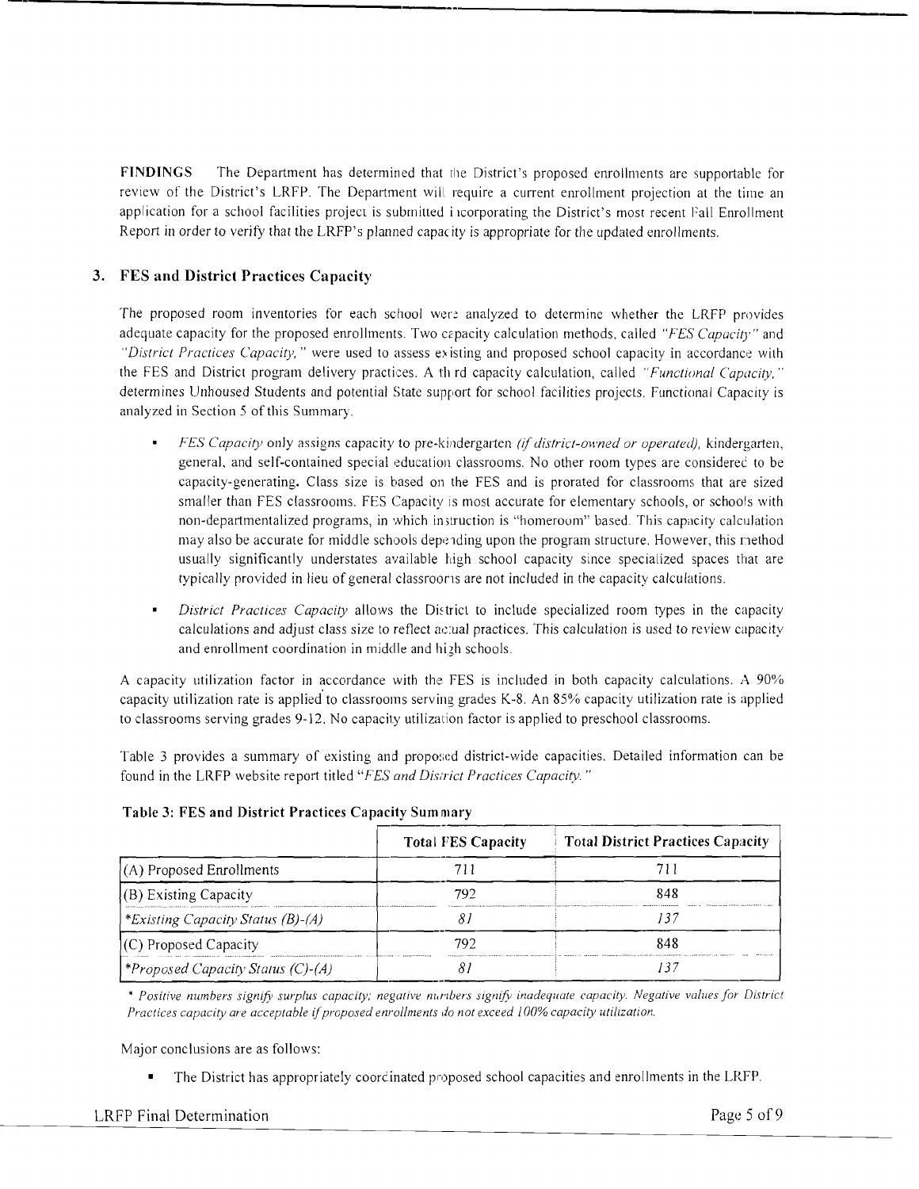**FINDINGS** The Department has determined that the District's proposed enrollments are supportable for review of the District's LRFP. The Department will require a current enrollment projection at the time an application for a school facilities project is submitted incorporating the District's most recent Fall Enrollment Report in order to verify that the LRFP's planned capacity is appropriate for the updated enrollments.

## 3. FES and District Practices Capacity

The proposed room inventories for each school were analyzed to determine whether the LRFP provides adequate capacity for the proposed enrollments. Two capacity calculation methods, called *"FES Capacity"* and *"District Practices Capacity,"* were used to assess existing and proposed school capacity in accordance with the FES and District program delivery practices. A third capacity calculation, called *"Functional Capacity,"* determines Unhoused Students and potential State support for school facilities projects. Functional Capacity is analyzed in Section 5 of this Summary.

- *FES Capacity* only assigns capacity to pre-kindergarten *(if district-owned or operated),* kindergarten, general, and self-contained special education classrooms. No other room types are considered to be capacity-generating. Class size is based on the FES and is prorated for classrooms that are sized smaller than FES classrooms. FES Capacity is most accurate for elementary schools, or schools with non-departmentalized programs, in which instruction is "homeroom" based. This capacity calculation may also be accurate for middle schools depending upon the program structure. However, this method usually significantly understates available high school capacity since specialized spaces that are typically provided in lieu of general classrooms are not included in the capacity calculations.
- *District Practices Capacity* allows the District to include specialized room types in the capacity calculations and adjust class size to reflect actual practices. This calculation is used to review capacity and enrollment coordination in middle and high schools.

A capacity utilization factor in accordance with the FES is included in both capacity calculations. A 90% capacity utilization rate is applied to classrooms serving grades K-8. An 85% capacity utilization rate is applied to classrooms serving grades 9-12. No capacity utilization factor is applied to preschool classrooms.

Table 3 provides a summary of existing and proposed district-wide capacities. Detailed information can be found in the LRFP website report titled *"FES and District Practices Capacity."*

**Table 3: FES and District Practices Capacity Summary**

| | Total FES Capacity | Total District Practices Capacity |
|---|---|---|
| (A) Proposed Enrollments | 711 | 711 |
| (B) Existing Capacity | 792 | 848 |
| *\*Existing Capacity Status (B)-(A)* | *81* | *137* |
| (C) Proposed Capacity | 792 | 848 |
| *\*Proposed Capacity Status (C)-(A)* | *81* | *137* |

*\* Positive numbers signify surplus capacity; negative numbers signify inadequate capacity. Negative values for District Practices capacity are acceptable if proposed enrollments do not exceed 100% capacity utilization.*

Major conclusions are as follows:

- The District has appropriately coordinated proposed school capacities and enrollments in the LRFP.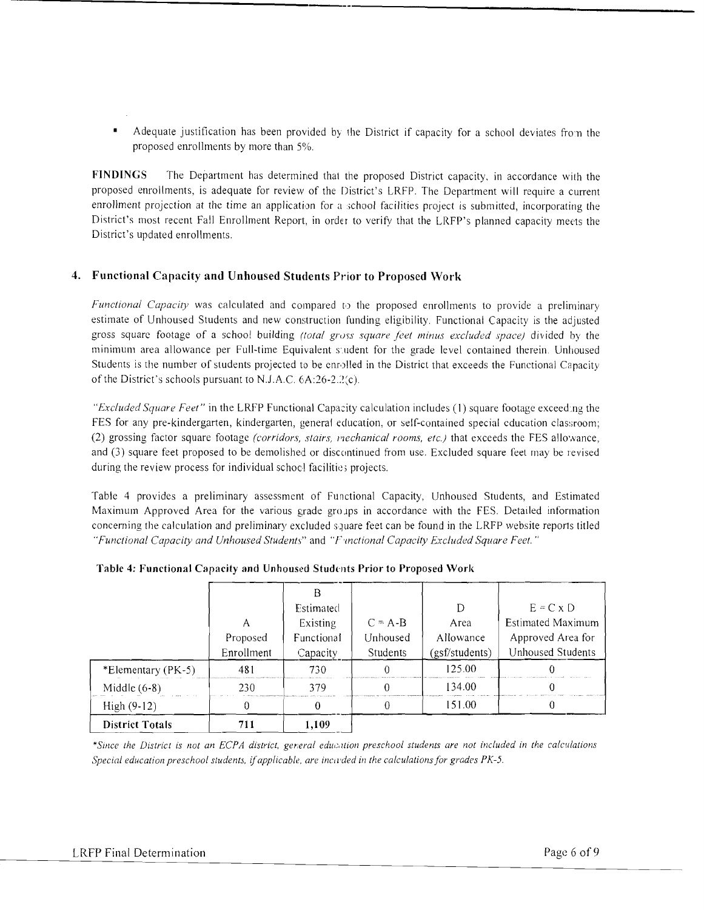- Adequate justification has been provided by the District if capacity for a school deviates from the proposed enrollments by more than 5%.

**FINDINGS** The Department has determined that the proposed District capacity, in accordance with the proposed enrollments, is adequate for review of the District's LRFP. The Department will require a current enrollment projection at the time an application for a school facilities project is submitted, incorporating the District's most recent Fall Enrollment Report, in order to verify that the LRFP's planned capacity meets the District's updated enrollments.

## 4. Functional Capacity and Unhoused Students Prior to Proposed Work

*Functional Capacity* was calculated and compared to the proposed enrollments to provide a preliminary estimate of Unhoused Students and new construction funding eligibility. Functional Capacity is the adjusted gross square footage of a school building *(total gross square feet minus excluded space)* divided by the minimum area allowance per Full-time Equivalent student for the grade level contained therein. Unhoused Students is the number of students projected to be enrolled in the District that exceeds the Functional Capacity of the District's schools pursuant to N.J.A.C. 6A:26-2.2(c).

*"Excluded Square Feet"* in the LRFP Functional Capacity calculation includes (1) square footage exceeding the FES for any pre-kindergarten, kindergarten, general education, or self-contained special education classroom; (2) grossing factor square footage *(corridors, stairs, mechanical rooms, etc.)* that exceeds the FES allowance, and (3) square feet proposed to be demolished or discontinued from use. Excluded square feet may be revised during the review process for individual school facilities projects.

Table 4 provides a preliminary assessment of Functional Capacity, Unhoused Students, and Estimated Maximum Approved Area for the various grade groups in accordance with the FES. Detailed information concerning the calculation and preliminary excluded square feet can be found in the LRFP website reports titled *"Functional Capacity and Unhoused Students"* and *"Functional Capacity Excluded Square Feet."*

**Table 4: Functional Capacity and Unhoused Students Prior to Proposed Work**

| | A Proposed Enrollment | B Estimated Existing Functional Capacity | C = A-B Unhoused Students | D Area Allowance (gsf/students) | E = C x D Estimated Maximum Approved Area for Unhoused Students |
|---|---|---|---|---|---|
| *Elementary (PK-5) | 481 | 730 | 0 | 125.00 | 0 |
| Middle (6-8) | 230 | 379 | 0 | 134.00 | 0 |
| High (9-12) | 0 | 0 | 0 | 151.00 | 0 |
| **District Totals** | **711** | **1,109** | | | |

*\*Since the District is not an ECPA district, general education preschool students are not included in the calculations. Special education preschool students, if applicable, are included in the calculations for grades PK-5.*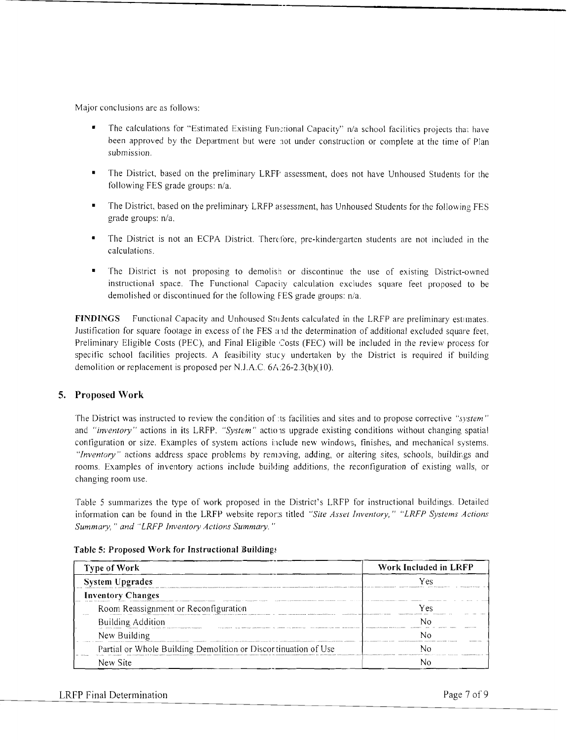Major conclusions are as follows:

- The calculations for "Estimated Existing Functional Capacity" n/a school facilities projects that have been approved by the Department but were not under construction or complete at the time of Plan submission.
- The District, based on the preliminary LRFP assessment, does not have Unhoused Students for the following FES grade groups: n/a.
- The District, based on the preliminary LRFP assessment, has Unhoused Students for the following FES grade groups: n/a.
- The District is not an ECPA District. Therefore, pre-kindergarten students are not included in the calculations.
- The District is not proposing to demolish or discontinue the use of existing District-owned instructional space. The Functional Capacity calculation excludes square feet proposed to be demolished or discontinued for the following FES grade groups: n/a.

**FINDINGS** Functional Capacity and Unhoused Students calculated in the LRFP are preliminary estimates. Justification for square footage in excess of the FES and the determination of additional excluded square feet, Preliminary Eligible Costs (PEC), and Final Eligible Costs (FEC) will be included in the review process for specific school facilities projects. A feasibility study undertaken by the District is required if building demolition or replacement is proposed per N.J.A.C. 6A:26-2.3(b)(10).

## 5. Proposed Work

The District was instructed to review the condition of its facilities and sites and to propose corrective *"system"* and *"inventory"* actions in its LRFP. *"System"* actions upgrade existing conditions without changing spatial configuration or size. Examples of system actions include new windows, finishes, and mechanical systems. *"Inventory"* actions address space problems by removing, adding, or altering sites, schools, buildings and rooms. Examples of inventory actions include building additions, the reconfiguration of existing walls, or changing room use.

Table 5 summarizes the type of work proposed in the District's LRFP for instructional buildings. Detailed information can be found in the LRFP website reports titled *"Site Asset Inventory," "LRFP Systems Actions Summary," and "LRFP Inventory Actions Summary."*

**Table 5: Proposed Work for Instructional Buildings**

| Type of Work | Work Included in LRFP |
|---|---|
| **System Upgrades** | Yes |
| **Inventory Changes** | |
| Room Reassignment or Reconfiguration | Yes |
| Building Addition | No |
| New Building | No |
| Partial or Whole Building Demolition or Discontinuation of Use | No |
| New Site | No |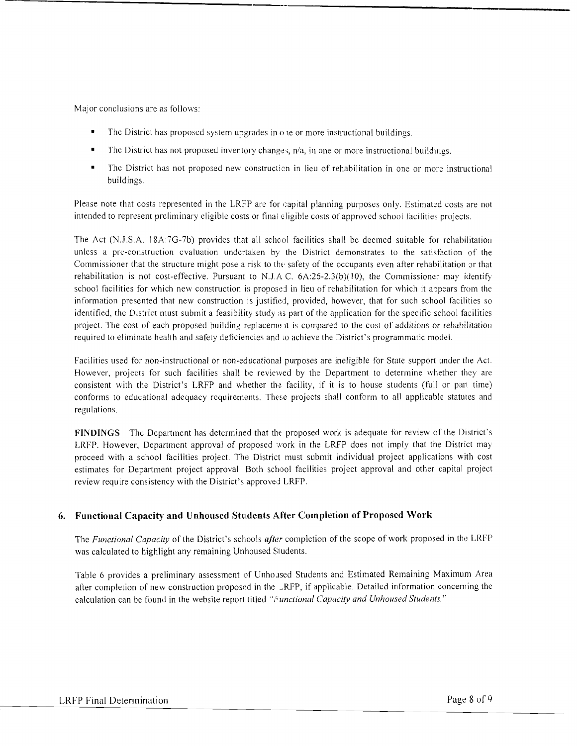Major conclusions are as follows:

- The District has proposed system upgrades in one or more instructional buildings.
- The District has not proposed inventory changes, n/a, in one or more instructional buildings.
- The District has not proposed new construction in lieu of rehabilitation in one or more instructional buildings.

Please note that costs represented in the LRFP are for capital planning purposes only. Estimated costs are not intended to represent preliminary eligible costs or final eligible costs of approved school facilities projects.

The Act (N.J.S.A. 18A:7G-7b) provides that all school facilities shall be deemed suitable for rehabilitation unless a pre-construction evaluation undertaken by the District demonstrates to the satisfaction of the Commissioner that the structure might pose a risk to the safety of the occupants even after rehabilitation or that rehabilitation is not cost-effective. Pursuant to N.J.A.C. 6A:26-2.3(b)(10), the Commissioner may identify school facilities for which new construction is proposed in lieu of rehabilitation for which it appears from the information presented that new construction is justified, provided, however, that for such school facilities so identified, the District must submit a feasibility study as part of the application for the specific school facilities project. The cost of each proposed building replacement is compared to the cost of additions or rehabilitation required to eliminate health and safety deficiencies and to achieve the District's programmatic model.

Facilities used for non-instructional or non-educational purposes are ineligible for State support under the Act. However, projects for such facilities shall be reviewed by the Department to determine whether they are consistent with the District's LRFP and whether the facility, if it is to house students (full or part time) conforms to educational adequacy requirements. These projects shall conform to all applicable statutes and regulations.

**FINDINGS** The Department has determined that the proposed work is adequate for review of the District's LRFP. However, Department approval of proposed work in the LRFP does not imply that the District may proceed with a school facilities project. The District must submit individual project applications with cost estimates for Department project approval. Both school facilities project approval and other capital project review require consistency with the District's approved LRFP.

## 6. Functional Capacity and Unhoused Students After Completion of Proposed Work

The *Functional Capacity* of the District's schools ***after*** completion of the scope of work proposed in the LRFP was calculated to highlight any remaining Unhoused Students.

Table 6 provides a preliminary assessment of Unhoused Students and Estimated Remaining Maximum Area after completion of new construction proposed in the LRFP, if applicable. Detailed information concerning the calculation can be found in the website report titled *"Functional Capacity and Unhoused Students."*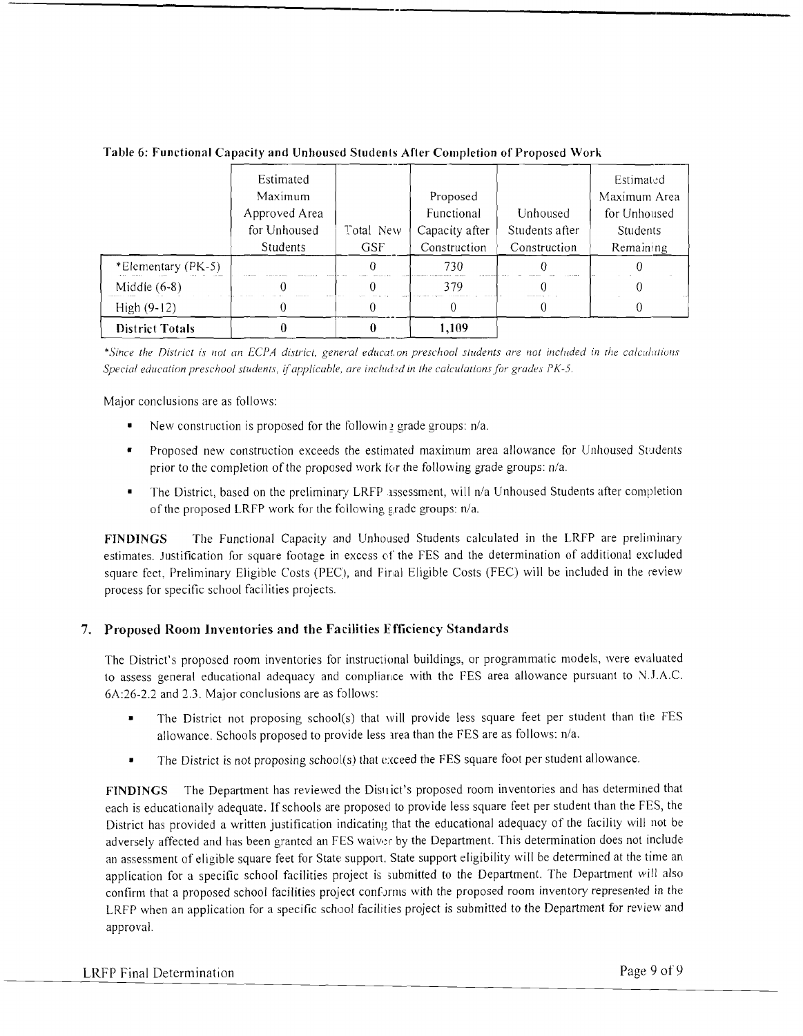**Table 6: Functional Capacity and Unhoused Students After Completion of Proposed Work**

| | Estimated Maximum Approved Area for Unhoused Students | Total New GSF | Proposed Functional Capacity after Construction | Unhoused Students after Construction | Estimated Maximum Area for Unhoused Students Remaining |
|---|---|---|---|---|---|
| *Elementary (PK-5) | | 0 | 730 | 0 | 0 |
| Middle (6-8) | 0 | 0 | 379 | 0 | 0 |
| High (9-12) | 0 | 0 | 0 | 0 | 0 |
| **District Totals** | **0** | **0** | **1,109** | | |

*\*Since the District is not an ECPA district, general education preschool students are not included in the calculations. Special education preschool students, if applicable, are included in the calculations for grades PK-5.*

Major conclusions are as follows:

- New construction is proposed for the following grade groups: n/a.
- Proposed new construction exceeds the estimated maximum area allowance for Unhoused Students prior to the completion of the proposed work for the following grade groups: n/a.
- The District, based on the preliminary LRFP assessment, will n/a Unhoused Students after completion of the proposed LRFP work for the following grade groups: n/a.

**FINDINGS** The Functional Capacity and Unhoused Students calculated in the LRFP are preliminary estimates. Justification for square footage in excess of the FES and the determination of additional excluded square feet, Preliminary Eligible Costs (PEC), and Final Eligible Costs (FEC) will be included in the review process for specific school facilities projects.

## 7. Proposed Room Inventories and the Facilities Efficiency Standards

The District's proposed room inventories for instructional buildings, or programmatic models, were evaluated to assess general educational adequacy and compliance with the FES area allowance pursuant to N.J.A.C. 6A:26-2.2 and 2.3. Major conclusions are as follows:

- The District not proposing school(s) that will provide less square feet per student than the FES allowance. Schools proposed to provide less area than the FES are as follows: n/a.
- The District is not proposing school(s) that exceed the FES square foot per student allowance.

**FINDINGS** The Department has reviewed the District's proposed room inventories and has determined that each is educationally adequate. If schools are proposed to provide less square feet per student than the FES, the District has provided a written justification indicating that the educational adequacy of the facility will not be adversely affected and has been granted an FES waiver by the Department. This determination does not include an assessment of eligible square feet for State support. State support eligibility will be determined at the time an application for a specific school facilities project is submitted to the Department. The Department will also confirm that a proposed school facilities project conforms with the proposed room inventory represented in the LRFP when an application for a specific school facilities project is submitted to the Department for review and approval.